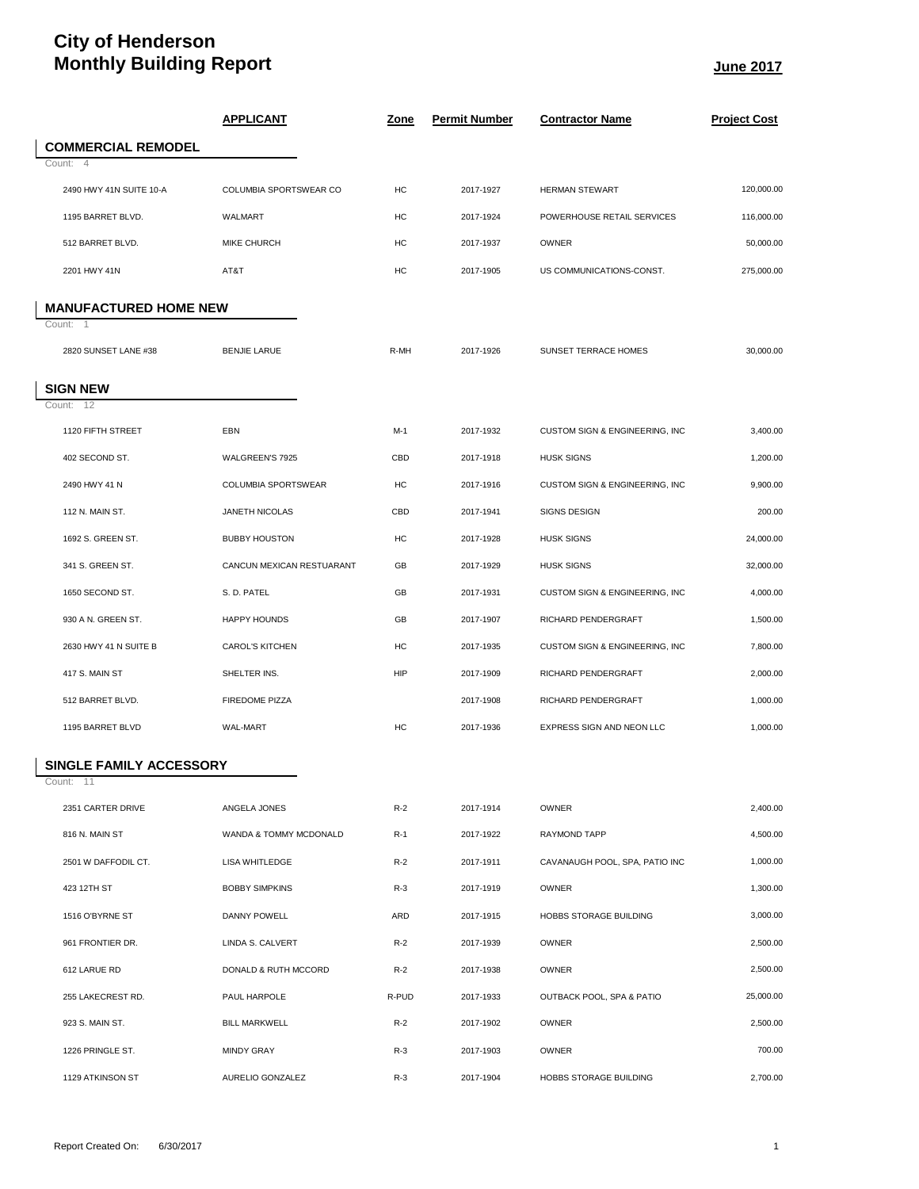# City of Henderson
# Monthly Building Report

**June 2017**

| | APPLICANT | Zone | Permit Number | Contractor Name | Project Cost |
|---|---|---|---|---|---|
| **COMMERCIAL REMODEL** | | | | | |
| Count: 4 | | | | | |
| 2490 HWY 41N SUITE 10-A | COLUMBIA SPORTSWEAR CO | HC | 2017-1927 | HERMAN STEWART | 120,000.00 |
| 1195 BARRET BLVD. | WALMART | HC | 2017-1924 | POWERHOUSE RETAIL SERVICES | 116,000.00 |
| 512 BARRET BLVD. | MIKE CHURCH | HC | 2017-1937 | OWNER | 50,000.00 |
| 2201 HWY 41N | AT&T | HC | 2017-1905 | US COMMUNICATIONS-CONST. | 275,000.00 |
| **MANUFACTURED HOME NEW** | | | | | |
| Count: 1 | | | | | |
| 2820 SUNSET LANE #38 | BENJIE LARUE | R-MH | 2017-1926 | SUNSET TERRACE HOMES | 30,000.00 |
| **SIGN NEW** | | | | | |
| Count: 12 | | | | | |
| 1120 FIFTH STREET | EBN | M-1 | 2017-1932 | CUSTOM SIGN & ENGINEERING, INC | 3,400.00 |
| 402 SECOND ST. | WALGREEN'S 7925 | CBD | 2017-1918 | HUSK SIGNS | 1,200.00 |
| 2490 HWY 41 N | COLUMBIA SPORTSWEAR | HC | 2017-1916 | CUSTOM SIGN & ENGINEERING, INC | 9,900.00 |
| 112 N. MAIN ST. | JANETH NICOLAS | CBD | 2017-1941 | SIGNS DESIGN | 200.00 |
| 1692 S. GREEN ST. | BUBBY HOUSTON | HC | 2017-1928 | HUSK SIGNS | 24,000.00 |
| 341 S. GREEN ST. | CANCUN MEXICAN RESTUARANT | GB | 2017-1929 | HUSK SIGNS | 32,000.00 |
| 1650 SECOND ST. | S. D. PATEL | GB | 2017-1931 | CUSTOM SIGN & ENGINEERING, INC | 4,000.00 |
| 930 A N. GREEN ST. | HAPPY HOUNDS | GB | 2017-1907 | RICHARD PENDERGRAFT | 1,500.00 |
| 2630 HWY 41 N SUITE B | CAROL'S KITCHEN | HC | 2017-1935 | CUSTOM SIGN & ENGINEERING, INC | 7,800.00 |
| 417 S. MAIN ST | SHELTER INS. | HIP | 2017-1909 | RICHARD PENDERGRAFT | 2,000.00 |
| 512 BARRET BLVD. | FIREDOME PIZZA | | 2017-1908 | RICHARD PENDERGRAFT | 1,000.00 |
| 1195 BARRET BLVD | WAL-MART | HC | 2017-1936 | EXPRESS SIGN AND NEON LLC | 1,000.00 |
| **SINGLE FAMILY ACCESSORY** | | | | | |
| Count: 11 | | | | | |
| 2351 CARTER DRIVE | ANGELA JONES | R-2 | 2017-1914 | OWNER | 2,400.00 |
| 816 N. MAIN ST | WANDA & TOMMY MCDONALD | R-1 | 2017-1922 | RAYMOND TAPP | 4,500.00 |
| 2501 W DAFFODIL CT. | LISA WHITLEDGE | R-2 | 2017-1911 | CAVANAUGH POOL, SPA, PATIO INC | 1,000.00 |
| 423 12TH ST | BOBBY SIMPKINS | R-3 | 2017-1919 | OWNER | 1,300.00 |
| 1516 O'BYRNE ST | DANNY POWELL | ARD | 2017-1915 | HOBBS STORAGE BUILDING | 3,000.00 |
| 961 FRONTIER DR. | LINDA S. CALVERT | R-2 | 2017-1939 | OWNER | 2,500.00 |
| 612 LARUE RD | DONALD & RUTH MCCORD | R-2 | 2017-1938 | OWNER | 2,500.00 |
| 255 LAKECREST RD. | PAUL HARPOLE | R-PUD | 2017-1933 | OUTBACK POOL, SPA & PATIO | 25,000.00 |
| 923 S. MAIN ST. | BILL MARKWELL | R-2 | 2017-1902 | OWNER | 2,500.00 |
| 1226 PRINGLE ST. | MINDY GRAY | R-3 | 2017-1903 | OWNER | 700.00 |
| 1129 ATKINSON ST | AURELIO GONZALEZ | R-3 | 2017-1904 | HOBBS STORAGE BUILDING | 2,700.00 |

Report Created On: 6/30/2017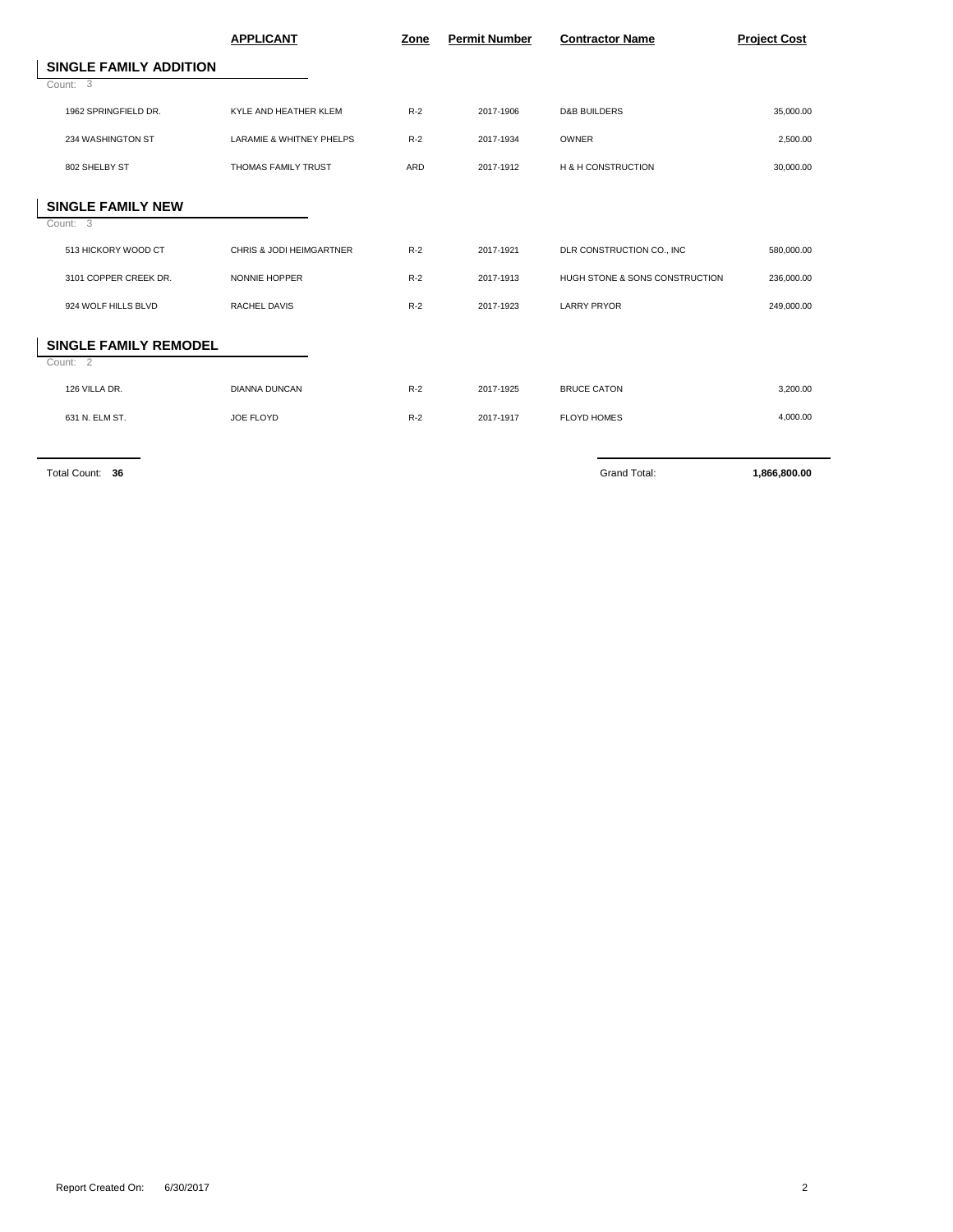| | APPLICANT | Zone | Permit Number | Contractor Name | Project Cost |
|---|---|---|---|---|---|
| **SINGLE FAMILY ADDITION** | | | | | |
| Count: 3 | | | | | |
| 1962 SPRINGFIELD DR. | KYLE AND HEATHER KLEM | R-2 | 2017-1906 | D&B BUILDERS | 35,000.00 |
| 234 WASHINGTON ST | LARAMIE & WHITNEY PHELPS | R-2 | 2017-1934 | OWNER | 2,500.00 |
| 802 SHELBY ST | THOMAS FAMILY TRUST | ARD | 2017-1912 | H & H CONSTRUCTION | 30,000.00 |
| **SINGLE FAMILY NEW** | | | | | |
| Count: 3 | | | | | |
| 513 HICKORY WOOD CT | CHRIS & JODI HEIMGARTNER | R-2 | 2017-1921 | DLR CONSTRUCTION CO., INC | 580,000.00 |
| 3101 COPPER CREEK DR. | NONNIE HOPPER | R-2 | 2017-1913 | HUGH STONE & SONS CONSTRUCTION | 236,000.00 |
| 924 WOLF HILLS BLVD | RACHEL DAVIS | R-2 | 2017-1923 | LARRY PRYOR | 249,000.00 |
| **SINGLE FAMILY REMODEL** | | | | | |
| Count: 2 | | | | | |
| 126 VILLA DR. | DIANNA DUNCAN | R-2 | 2017-1925 | BRUCE CATON | 3,200.00 |
| 631 N. ELM ST. | JOE FLOYD | R-2 | 2017-1917 | FLOYD HOMES | 4,000.00 |

Total Count: **36**

Grand Total: **1,866,800.00**

Report Created On: 6/30/2017